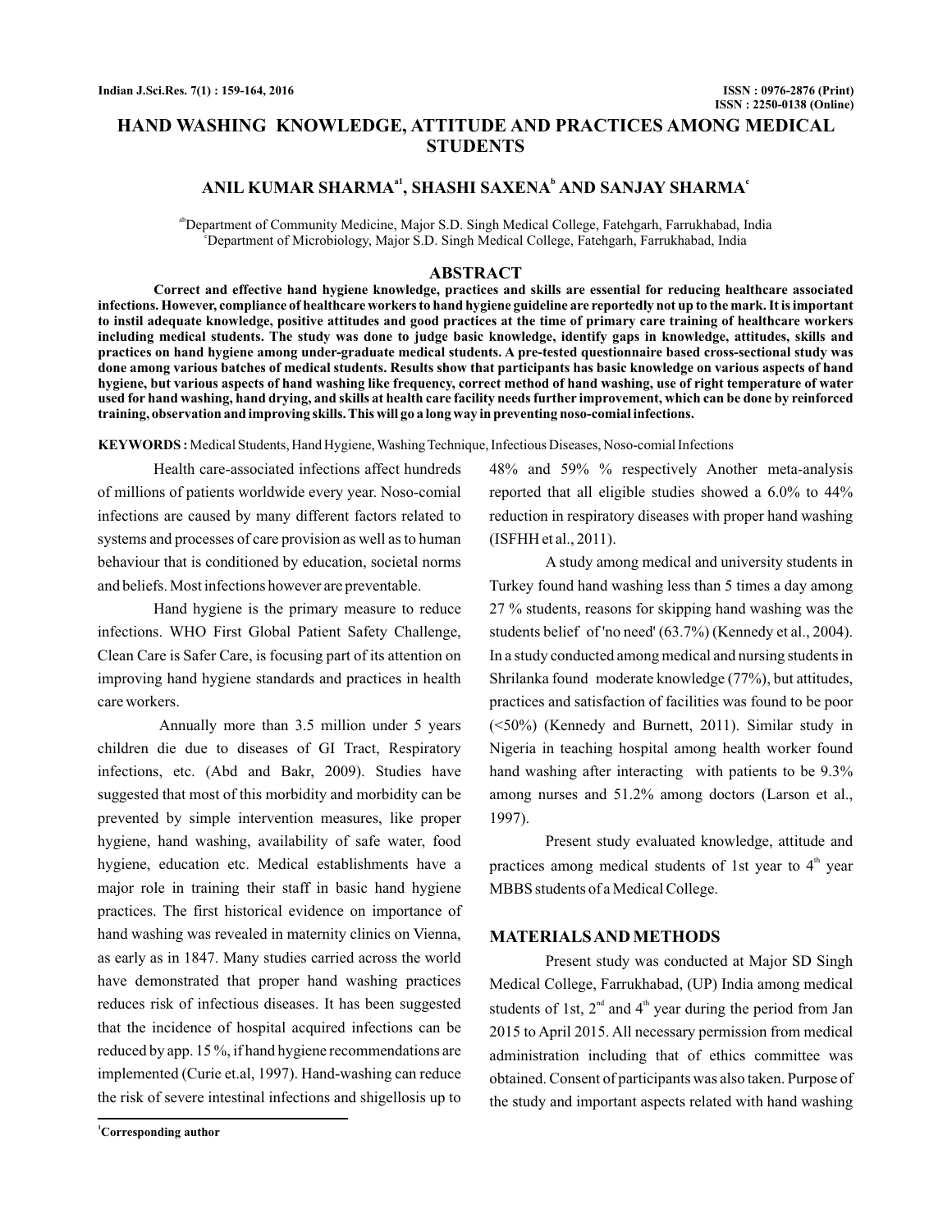# HAND WASHING KNOWLEDGE, ATTITUDE AND PRACTICES AMONG MEDICAL STUDENTS

**ANIL KUMAR SHARMA[a1], SHASHI SAXENA[b] AND SANJAY SHARMA[c]**

[ab]Department of Community Medicine, Major S.D. Singh Medical College, Fatehgarh, Farrukhabad, India
[c]Department of Microbiology, Major S.D. Singh Medical College, Fatehgarh, Farrukhabad, India

## ABSTRACT

**Correct and effective hand hygiene knowledge, practices and skills are essential for reducing healthcare associated infections. However, compliance of healthcare workers to hand hygiene guideline are reportedly not up to the mark. It is important to instil adequate knowledge, positive attitudes and good practices at the time of primary care training of healthcare workers including medical students. The study was done to judge basic knowledge, identify gaps in knowledge, attitudes, skills and practices on hand hygiene among under-graduate medical students. A pre-tested questionnaire based cross-sectional study was done among various batches of medical students. Results show that participants has basic knowledge on various aspects of hand hygiene, but various aspects of hand washing like frequency, correct method of hand washing, use of right temperature of water used for hand washing, hand drying, and skills at health care facility needs further improvement, which can be done by reinforced training, observation and improving skills. This will go a long way in preventing noso-comial infections.**

**KEYWORDS :** Medical Students, Hand Hygiene, Washing Technique, Infectious Diseases, Noso-comial Infections

Health care-associated infections affect hundreds of millions of patients worldwide every year. Noso-comial infections are caused by many different factors related to systems and processes of care provision as well as to human behaviour that is conditioned by education, societal norms and beliefs. Most infections however are preventable.

Hand hygiene is the primary measure to reduce infections. WHO First Global Patient Safety Challenge, Clean Care is Safer Care, is focusing part of its attention on improving hand hygiene standards and practices in health care workers.

Annually more than 3.5 million under 5 years children die due to diseases of GI Tract, Respiratory infections, etc. (Abd and Bakr, 2009). Studies have suggested that most of this morbidity and morbidity can be prevented by simple intervention measures, like proper hygiene, hand washing, availability of safe water, food hygiene, education etc. Medical establishments have a major role in training their staff in basic hand hygiene practices. The first historical evidence on importance of hand washing was revealed in maternity clinics on Vienna, as early as in 1847. Many studies carried across the world have demonstrated that proper hand washing practices reduces risk of infectious diseases. It has been suggested that the incidence of hospital acquired infections can be reduced by app. 15 %, if hand hygiene recommendations are implemented (Curie et.al, 1997). Hand-washing can reduce the risk of severe intestinal infections and shigellosis up to 48% and 59% % respectively Another meta-analysis reported that all eligible studies showed a 6.0% to 44% reduction in respiratory diseases with proper hand washing (ISFHH et al., 2011).

A study among medical and university students in Turkey found hand washing less than 5 times a day among 27 % students, reasons for skipping hand washing was the students belief of 'no need' (63.7%) (Kennedy et al., 2004). In a study conducted among medical and nursing students in Shrilanka found moderate knowledge (77%), but attitudes, practices and satisfaction of facilities was found to be poor (<50%) (Kennedy and Burnett, 2011). Similar study in Nigeria in teaching hospital among health worker found hand washing after interacting with patients to be 9.3% among nurses and 51.2% among doctors (Larson et al., 1997).

Present study evaluated knowledge, attitude and practices among medical students of 1st year to 4th year MBBS students of a Medical College.

## MATERIALS AND METHODS

Present study was conducted at Major SD Singh Medical College, Farrukhabad, (UP) India among medical students of 1st, 2nd and 4th year during the period from Jan 2015 to April 2015. All necessary permission from medical administration including that of ethics committee was obtained. Consent of participants was also taken. Purpose of the study and important aspects related with hand washing

[1]Corresponding author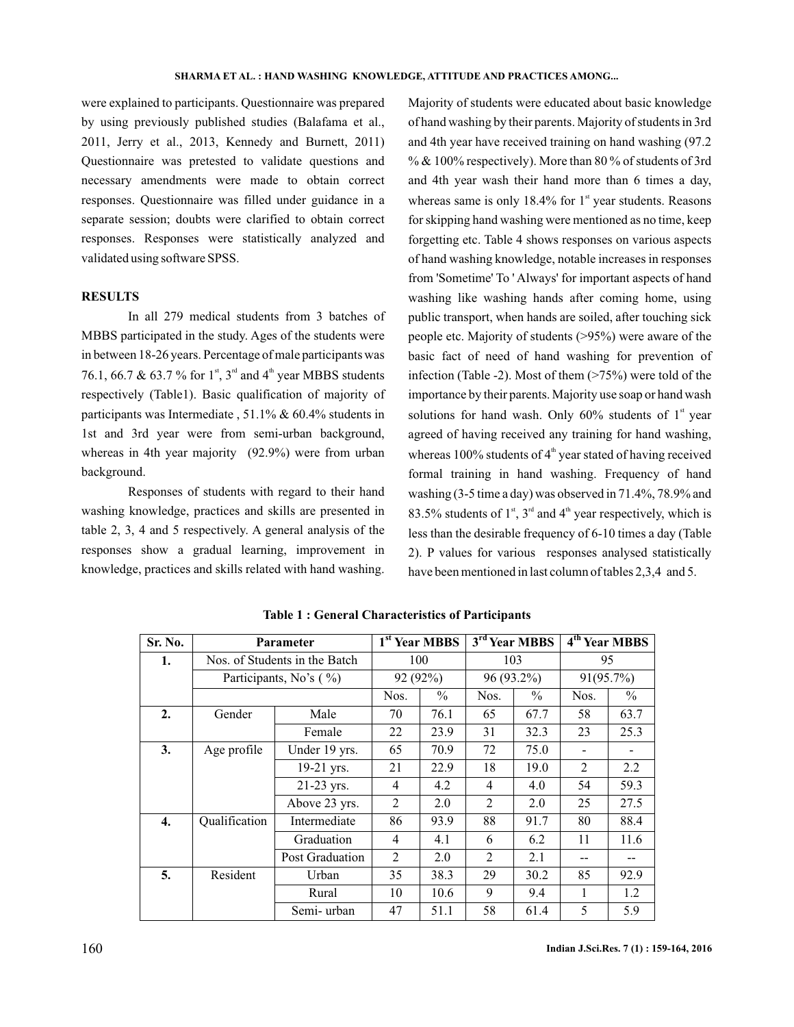were explained to participants. Questionnaire was prepared by using previously published studies (Balafama et al., 2011, Jerry et al., 2013, Kennedy and Burnett, 2011) Questionnaire was pretested to validate questions and necessary amendments were made to obtain correct responses. Questionnaire was filled under guidance in a separate session; doubts were clarified to obtain correct responses. Responses were statistically analyzed and validated using software SPSS.

## RESULTS

In all 279 medical students from 3 batches of MBBS participated in the study. Ages of the students were in between 18-26 years. Percentage of male participants was 76.1, 66.7 & 63.7 % for 1st, 3rd and 4th year MBBS students respectively (Table1). Basic qualification of majority of participants was Intermediate , 51.1% & 60.4% students in 1st and 3rd year were from semi-urban background, whereas in 4th year majority (92.9%) were from urban background.

Responses of students with regard to their hand washing knowledge, practices and skills are presented in table 2, 3, 4 and 5 respectively. A general analysis of the responses show a gradual learning, improvement in knowledge, practices and skills related with hand washing. Majority of students were educated about basic knowledge of hand washing by their parents. Majority of students in 3rd and 4th year have received training on hand washing (97.2 % & 100% respectively). More than 80 % of students of 3rd and 4th year wash their hand more than 6 times a day, whereas same is only 18.4% for 1st year students. Reasons for skipping hand washing were mentioned as no time, keep forgetting etc. Table 4 shows responses on various aspects of hand washing knowledge, notable increases in responses from 'Sometime' To ' Always' for important aspects of hand washing like washing hands after coming home, using public transport, when hands are soiled, after touching sick people etc. Majority of students (>95%) were aware of the basic fact of need of hand washing for prevention of infection (Table -2). Most of them (>75%) were told of the importance by their parents. Majority use soap or hand wash solutions for hand wash. Only 60% students of 1st year agreed of having received any training for hand washing, whereas 100% students of 4th year stated of having received formal training in hand washing. Frequency of hand washing (3-5 time a day) was observed in 71.4%, 78.9% and 83.5% students of 1st, 3rd and 4th year respectively, which is less than the desirable frequency of 6-10 times a day (Table 2). P values for various responses analysed statistically have been mentioned in last column of tables 2,3,4 and 5.

**Table 1 : General Characteristics of Participants**

| Sr. No. | Parameter | | 1st Year MBBS | | 3rd Year MBBS | | 4th Year MBBS | |
|---|---|---|---|---|---|---|---|---|
| 1. | Nos. of Students in the Batch | | 100 | | 103 | | 95 | |
| | Participants, No's ( %) | | 92 (92%) | | 96 (93.2%) | | 91(95.7%) | |
| | | | Nos. | % | Nos. | % | Nos. | % |
| 2. | Gender | Male | 70 | 76.1 | 65 | 67.7 | 58 | 63.7 |
| | | Female | 22 | 23.9 | 31 | 32.3 | 23 | 25.3 |
| 3. | Age profile | Under 19 yrs. | 65 | 70.9 | 72 | 75.0 | - | - |
| | | 19-21 yrs. | 21 | 22.9 | 18 | 19.0 | 2 | 2.2 |
| | | 21-23 yrs. | 4 | 4.2 | 4 | 4.0 | 54 | 59.3 |
| | | Above 23 yrs. | 2 | 2.0 | 2 | 2.0 | 25 | 27.5 |
| 4. | Qualification | Intermediate | 86 | 93.9 | 88 | 91.7 | 80 | 88.4 |
| | | Graduation | 4 | 4.1 | 6 | 6.2 | 11 | 11.6 |
| | | Post Graduation | 2 | 2.0 | 2 | 2.1 | -- | -- |
| 5. | Resident | Urban | 35 | 38.3 | 29 | 30.2 | 85 | 92.9 |
| | | Rural | 10 | 10.6 | 9 | 9.4 | 1 | 1.2 |
| | | Semi- urban | 47 | 51.1 | 58 | 61.4 | 5 | 5.9 |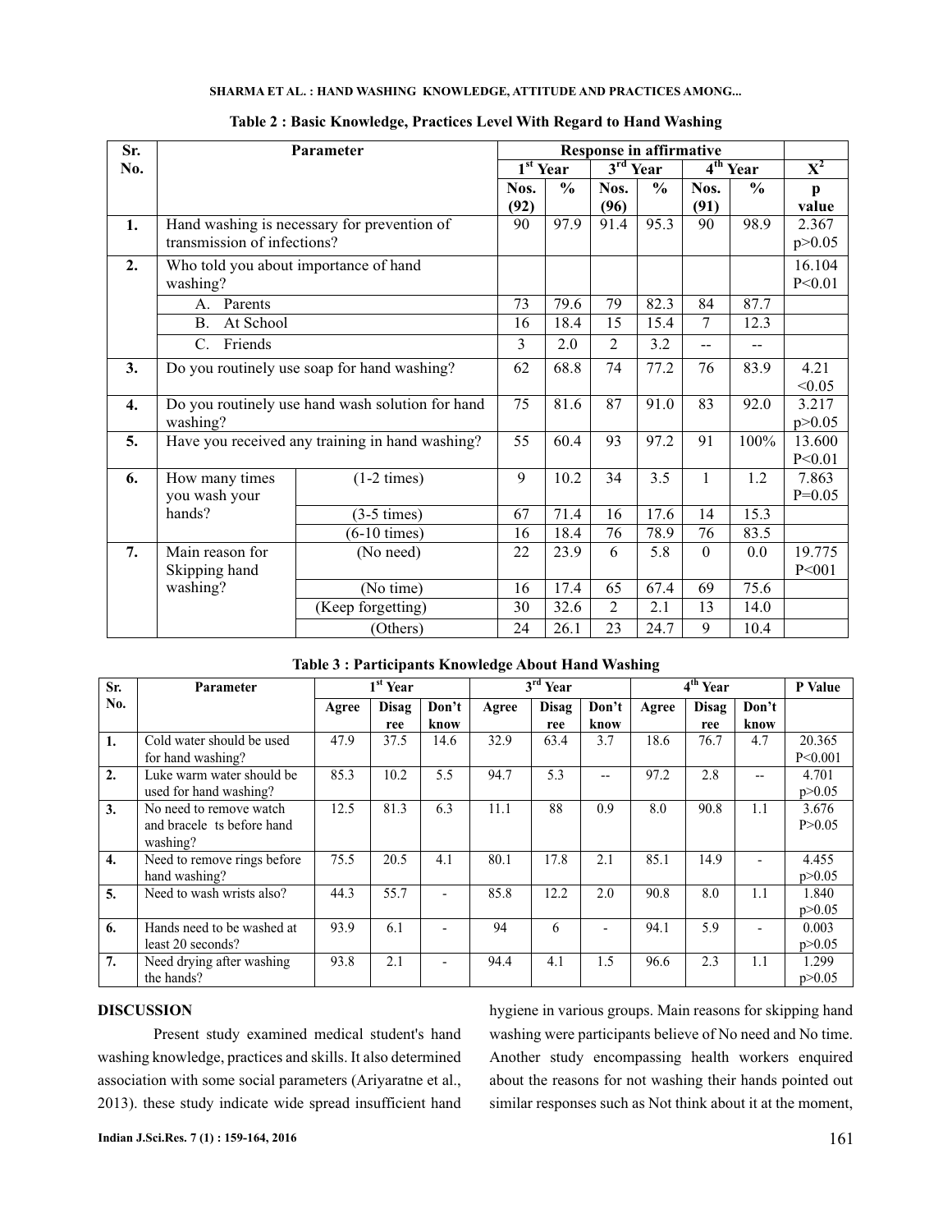**Table 2 : Basic Knowledge, Practices Level With Regard to Hand Washing**

| Sr. No. | Parameter | | Response in affirmative | | | | | | |
|---|---|---|---|---|---|---|---|---|---|
| | | | 1[st] Year | | 3[rd] Year | | 4[th] Year | | $X^2$ |
| | | | Nos. (92) | % | Nos. (96) | % | Nos. (91) | % | p value |
| 1. | Hand washing is necessary for prevention of transmission of infections? | | 90 | 97.9 | 91.4 | 95.3 | 90 | 98.9 | 2.367 p>0.05 |
| 2. | Who told you about importance of hand washing? | | | | | | | | 16.104 P<0.01 |
| | A. Parents | | 73 | 79.6 | 79 | 82.3 | 84 | 87.7 | |
| | B. At School | | 16 | 18.4 | 15 | 15.4 | 7 | 12.3 | |
| | C. Friends | | 3 | 2.0 | 2 | 3.2 | -- | -- | |
| 3. | Do you routinely use soap for hand washing? | | 62 | 68.8 | 74 | 77.2 | 76 | 83.9 | 4.21 <0.05 |
| 4. | Do you routinely use hand wash solution for hand washing? | | 75 | 81.6 | 87 | 91.0 | 83 | 92.0 | 3.217 p>0.05 |
| 5. | Have you received any training in hand washing? | | 55 | 60.4 | 93 | 97.2 | 91 | 100% | 13.600 P<0.01 |
| 6. | How many times you wash your hands? | (1-2 times) | 9 | 10.2 | 34 | 3.5 | 1 | 1.2 | 7.863 P=0.05 |
| | | (3-5 times) | 67 | 71.4 | 16 | 17.6 | 14 | 15.3 | |
| | | (6-10 times) | 16 | 18.4 | 76 | 78.9 | 76 | 83.5 | |
| 7. | Main reason for Skipping hand washing? | (No need) | 22 | 23.9 | 6 | 5.8 | 0 | 0.0 | 19.775 P<001 |
| | | (No time) | 16 | 17.4 | 65 | 67.4 | 69 | 75.6 | |
| | | (Keep forgetting) | 30 | 32.6 | 2 | 2.1 | 13 | 14.0 | |
| | | (Others) | 24 | 26.1 | 23 | 24.7 | 9 | 10.4 | |

**Table 3 : Participants Knowledge About Hand Washing**

| Sr. No. | Parameter | 1[st] Year | | | 3[rd] Year | | | 4[th] Year | | | P Value |
|---|---|---|---|---|---|---|---|---|---|---|---|
| | | Agree | Disagree | Don't know | Agree | Disagree | Don't know | Agree | Disagree | Don't know | |
| 1. | Cold water should be used for hand washing? | 47.9 | 37.5 | 14.6 | 32.9 | 63.4 | 3.7 | 18.6 | 76.7 | 4.7 | 20.365 P<0.001 |
| 2. | Luke warm water should be used for hand washing? | 85.3 | 10.2 | 5.5 | 94.7 | 5.3 | -- | 97.2 | 2.8 | -- | 4.701 p>0.05 |
| 3. | No need to remove watch and bracele ts before hand washing? | 12.5 | 81.3 | 6.3 | 11.1 | 88 | 0.9 | 8.0 | 90.8 | 1.1 | 3.676 P>0.05 |
| 4. | Need to remove rings before hand washing? | 75.5 | 20.5 | 4.1 | 80.1 | 17.8 | 2.1 | 85.1 | 14.9 | - | 4.455 p>0.05 |
| 5. | Need to wash wrists also? | 44.3 | 55.7 | - | 85.8 | 12.2 | 2.0 | 90.8 | 8.0 | 1.1 | 1.840 p>0.05 |
| 6. | Hands need to be washed at least 20 seconds? | 93.9 | 6.1 | - | 94 | 6 | - | 94.1 | 5.9 | - | 0.003 p>0.05 |
| 7. | Need drying after washing the hands? | 93.8 | 2.1 | - | 94.4 | 4.1 | 1.5 | 96.6 | 2.3 | 1.1 | 1.299 p>0.05 |

## DISCUSSION

Present study examined medical student's hand washing knowledge, practices and skills. It also determined association with some social parameters (Ariyaratne et al., 2013). these study indicate wide spread insufficient hand hygiene in various groups. Main reasons for skipping hand washing were participants believe of No need and No time. Another study encompassing health workers enquired about the reasons for not washing their hands pointed out similar responses such as Not think about it at the moment,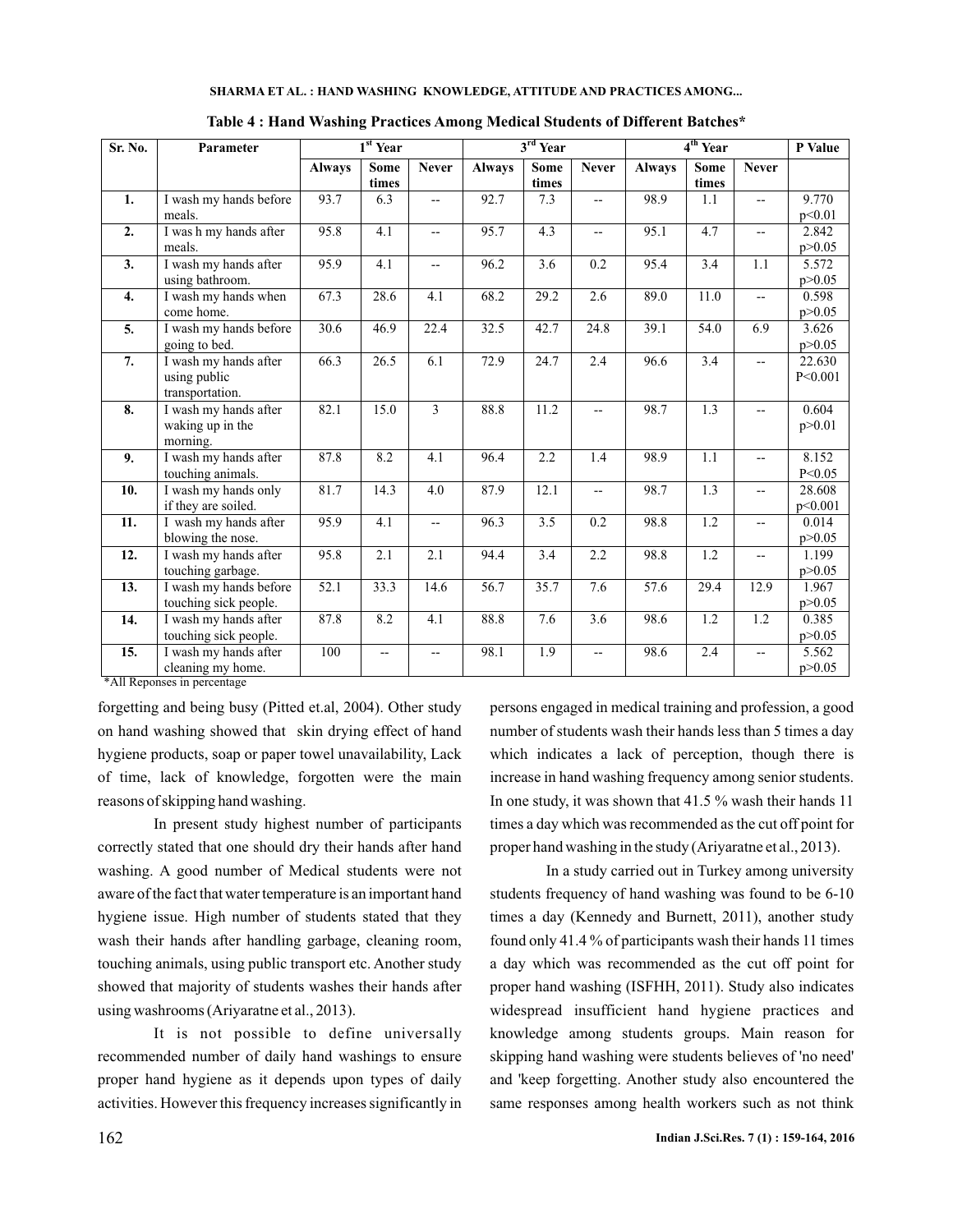**Table 4 : Hand Washing Practices Among Medical Students of Different Batches***

| Sr. No. | Parameter | 1st Year | | | 3rd Year | | | 4th Year | | | P Value |
|---|---|---|---|---|---|---|---|---|---|---|---|
| | | Always | Some times | Never | Always | Some times | Never | Always | Some times | Never | |
| 1. | I wash my hands before meals. | 93.7 | 6.3 | -- | 92.7 | 7.3 | -- | 98.9 | 1.1 | -- | 9.770 p<0.01 |
| 2. | I was h my hands after meals. | 95.8 | 4.1 | -- | 95.7 | 4.3 | -- | 95.1 | 4.7 | -- | 2.842 p>0.05 |
| 3. | I wash my hands after using bathroom. | 95.9 | 4.1 | -- | 96.2 | 3.6 | 0.2 | 95.4 | 3.4 | 1.1 | 5.572 p>0.05 |
| 4. | I wash my hands when come home. | 67.3 | 28.6 | 4.1 | 68.2 | 29.2 | 2.6 | 89.0 | 11.0 | -- | 0.598 p>0.05 |
| 5. | I wash my hands before going to bed. | 30.6 | 46.9 | 22.4 | 32.5 | 42.7 | 24.8 | 39.1 | 54.0 | 6.9 | 3.626 p>0.05 |
| 7. | I wash my hands after using public transportation. | 66.3 | 26.5 | 6.1 | 72.9 | 24.7 | 2.4 | 96.6 | 3.4 | -- | 22.630 P<0.001 |
| 8. | I wash my hands after waking up in the morning. | 82.1 | 15.0 | 3 | 88.8 | 11.2 | -- | 98.7 | 1.3 | -- | 0.604 p>0.01 |
| 9. | I wash my hands after touching animals. | 87.8 | 8.2 | 4.1 | 96.4 | 2.2 | 1.4 | 98.9 | 1.1 | -- | 8.152 P<0.05 |
| 10. | I wash my hands only if they are soiled. | 81.7 | 14.3 | 4.0 | 87.9 | 12.1 | -- | 98.7 | 1.3 | -- | 28.608 p<0.001 |
| 11. | I wash my hands after blowing the nose. | 95.9 | 4.1 | -- | 96.3 | 3.5 | 0.2 | 98.8 | 1.2 | -- | 0.014 p>0.05 |
| 12. | I wash my hands after touching garbage. | 95.8 | 2.1 | 2.1 | 94.4 | 3.4 | 2.2 | 98.8 | 1.2 | -- | 1.199 p>0.05 |
| 13. | I wash my hands before touching sick people. | 52.1 | 33.3 | 14.6 | 56.7 | 35.7 | 7.6 | 57.6 | 29.4 | 12.9 | 1.967 p>0.05 |
| 14. | I wash my hands after touching sick people. | 87.8 | 8.2 | 4.1 | 88.8 | 7.6 | 3.6 | 98.6 | 1.2 | 1.2 | 0.385 p>0.05 |
| 15. | I wash my hands after cleaning my home. | 100 | -- | -- | 98.1 | 1.9 | -- | 98.6 | 2.4 | -- | 5.562 p>0.05 |

*All Reponses in percentage

forgetting and being busy (Pitted et.al, 2004). Other study on hand washing showed that skin drying effect of hand hygiene products, soap or paper towel unavailability, Lack of time, lack of knowledge, forgotten were the main reasons of skipping hand washing.

In present study highest number of participants correctly stated that one should dry their hands after hand washing. A good number of Medical students were not aware of the fact that water temperature is an important hand hygiene issue. High number of students stated that they wash their hands after handling garbage, cleaning room, touching animals, using public transport etc. Another study showed that majority of students washes their hands after using washrooms (Ariyaratne et al., 2013).

It is not possible to define universally recommended number of daily hand washings to ensure proper hand hygiene as it depends upon types of daily activities. However this frequency increases significantly in persons engaged in medical training and profession, a good number of students wash their hands less than 5 times a day which indicates a lack of perception, though there is increase in hand washing frequency among senior students. In one study, it was shown that 41.5 % wash their hands 11 times a day which was recommended as the cut off point for proper hand washing in the study (Ariyaratne et al., 2013).

In a study carried out in Turkey among university students frequency of hand washing was found to be 6-10 times a day (Kennedy and Burnett, 2011), another study found only 41.4 % of participants wash their hands 11 times a day which was recommended as the cut off point for proper hand washing (ISFHH, 2011). Study also indicates widespread insufficient hand hygiene practices and knowledge among students groups. Main reason for skipping hand washing were students believes of 'no need' and 'keep forgetting. Another study also encountered the same responses among health workers such as not think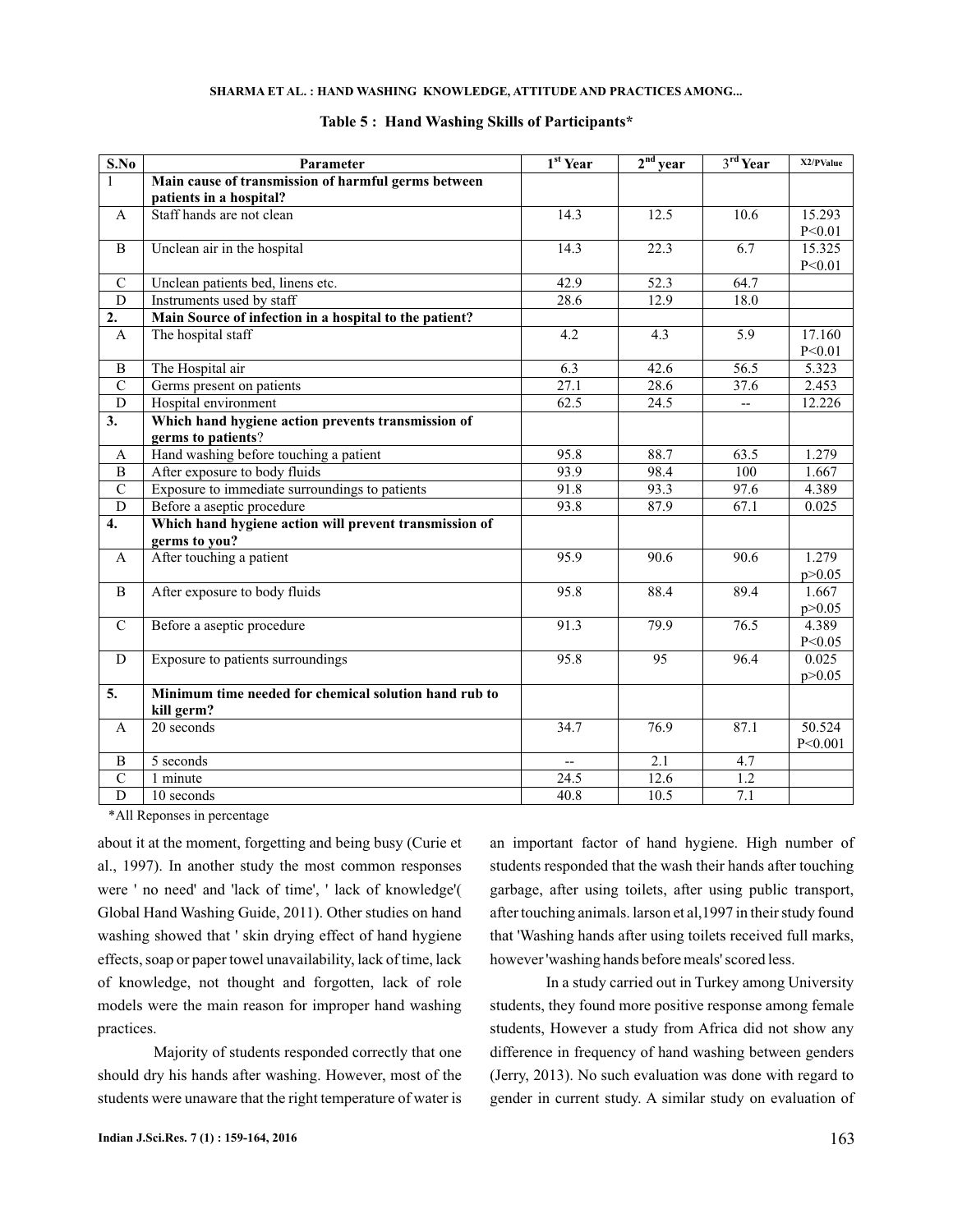**Table 5 : Hand Washing Skills of Participants***

| S.No | Parameter | 1st Year | 2nd year | 3rd Year | X2/PValue |
|---|---|---|---|---|---|
| 1 | **Main cause of transmission of harmful germs between patients in a hospital?** | | | | |
| A | Staff hands are not clean | 14.3 | 12.5 | 10.6 | 15.293 P<0.01 |
| B | Unclean air in the hospital | 14.3 | 22.3 | 6.7 | 15.325 P<0.01 |
| C | Unclean patients bed, linens etc. | 42.9 | 52.3 | 64.7 | |
| D | Instruments used by staff | 28.6 | 12.9 | 18.0 | |
| **2.** | **Main Source of infection in a hospital to the patient?** | | | | |
| A | The hospital staff | 4.2 | 4.3 | 5.9 | 17.160 P<0.01 |
| B | The Hospital air | 6.3 | 42.6 | 56.5 | 5.323 |
| C | Germs present on patients | 27.1 | 28.6 | 37.6 | 2.453 |
| D | Hospital environment | 62.5 | 24.5 | -- | 12.226 |
| **3.** | **Which hand hygiene action prevents transmission of germs to patients**? | | | | |
| A | Hand washing before touching a patient | 95.8 | 88.7 | 63.5 | 1.279 |
| B | After exposure to body fluids | 93.9 | 98.4 | 100 | 1.667 |
| C | Exposure to immediate surroundings to patients | 91.8 | 93.3 | 97.6 | 4.389 |
| D | Before a aseptic procedure | 93.8 | 87.9 | 67.1 | 0.025 |
| **4.** | **Which hand hygiene action will prevent transmission of germs to you?** | | | | |
| A | After touching a patient | 95.9 | 90.6 | 90.6 | 1.279 p>0.05 |
| B | After exposure to body fluids | 95.8 | 88.4 | 89.4 | 1.667 p>0.05 |
| C | Before a aseptic procedure | 91.3 | 79.9 | 76.5 | 4.389 P<0.05 |
| D | Exposure to patients surroundings | 95.8 | 95 | 96.4 | 0.025 p>0.05 |
| **5.** | **Minimum time needed for chemical solution hand rub to kill germ?** | | | | |
| A | 20 seconds | 34.7 | 76.9 | 87.1 | 50.524 P<0.001 |
| B | 5 seconds | -- | 2.1 | 4.7 | |
| C | 1 minute | 24.5 | 12.6 | 1.2 | |
| D | 10 seconds | 40.8 | 10.5 | 7.1 | |

*All Reponses in percentage

about it at the moment, forgetting and being busy (Curie et al., 1997). In another study the most common responses were ' no need' and 'lack of time', ' lack of knowledge'( Global Hand Washing Guide, 2011). Other studies on hand washing showed that ' skin drying effect of hand hygiene effects, soap or paper towel unavailability, lack of time, lack of knowledge, not thought and forgotten, lack of role models were the main reason for improper hand washing practices.

Majority of students responded correctly that one should dry his hands after washing. However, most of the students were unaware that the right temperature of water is an important factor of hand hygiene. High number of students responded that the wash their hands after touching garbage, after using toilets, after using public transport, after touching animals. larson et al,1997 in their study found that 'Washing hands after using toilets received full marks, however 'washing hands before meals' scored less.

In a study carried out in Turkey among University students, they found more positive response among female students, However a study from Africa did not show any difference in frequency of hand washing between genders (Jerry, 2013). No such evaluation was done with regard to gender in current study. A similar study on evaluation of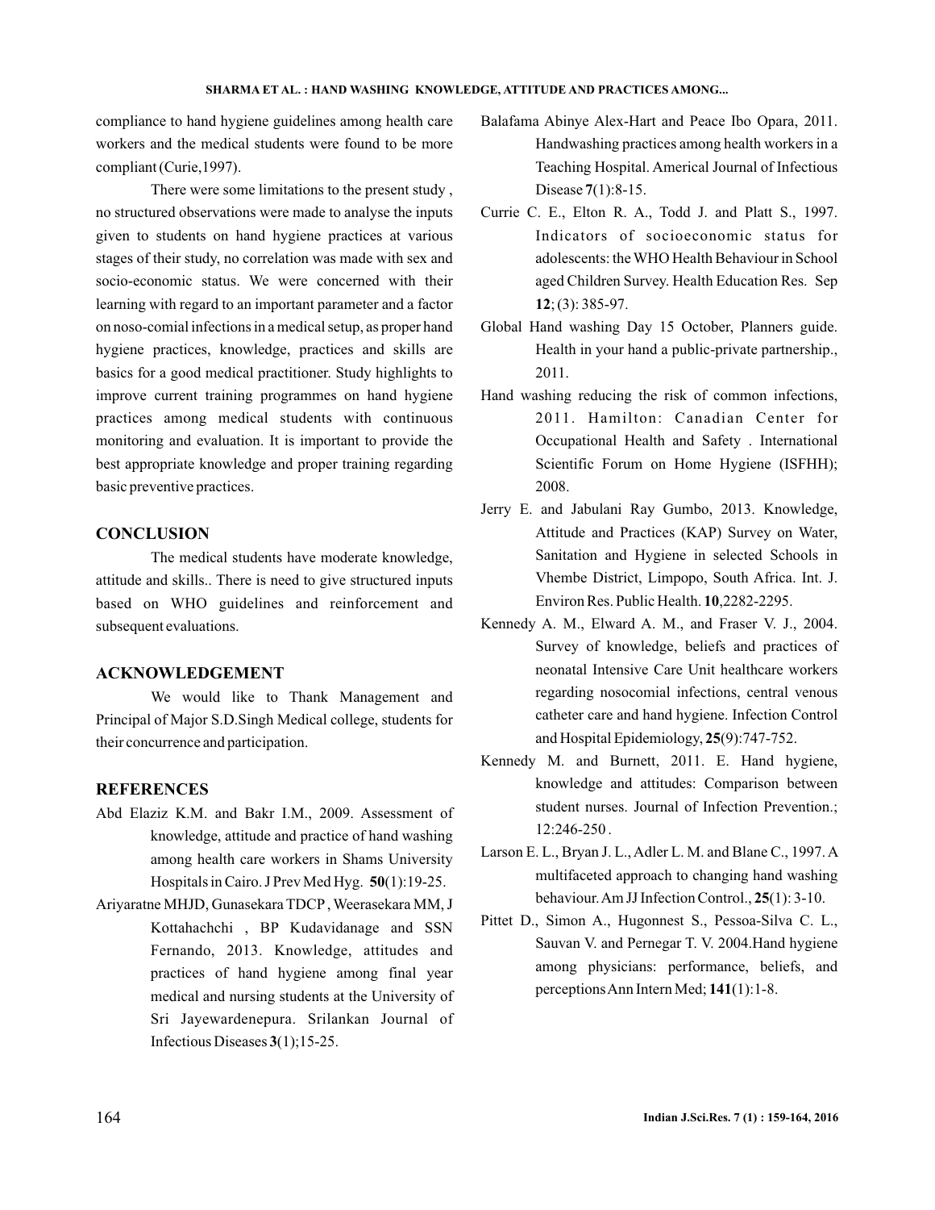compliance to hand hygiene guidelines among health care workers and the medical students were found to be more compliant (Curie,1997).

There were some limitations to the present study , no structured observations were made to analyse the inputs given to students on hand hygiene practices at various stages of their study, no correlation was made with sex and socio-economic status. We were concerned with their learning with regard to an important parameter and a factor on noso-comial infections in a medical setup, as proper hand hygiene practices, knowledge, practices and skills are basics for a good medical practitioner. Study highlights to improve current training programmes on hand hygiene practices among medical students with continuous monitoring and evaluation. It is important to provide the best appropriate knowledge and proper training regarding basic preventive practices.

## CONCLUSION

The medical students have moderate knowledge, attitude and skills.. There is need to give structured inputs based on WHO guidelines and reinforcement and subsequent evaluations.

## ACKNOWLEDGEMENT

We would like to Thank Management and Principal of Major S.D.Singh Medical college, students for their concurrence and participation.

## REFERENCES

Abd Elaziz K.M. and Bakr I.M., 2009. Assessment of knowledge, attitude and practice of hand washing among health care workers in Shams University Hospitals in Cairo. J Prev Med Hyg. **50**(1):19-25.

Ariyaratne MHJD, Gunasekara TDCP , Weerasekara MM, J Kottahachchi , BP Kudavidanage and SSN Fernando, 2013. Knowledge, attitudes and practices of hand hygiene among final year medical and nursing students at the University of Sri Jayewardenepura. Srilankan Journal of Infectious Diseases **3**(1);15-25.

Balafama Abinye Alex-Hart and Peace Ibo Opara, 2011. Handwashing practices among health workers in a Teaching Hospital. Americal Journal of Infectious Disease **7**(1):8-15.

Currie C. E., Elton R. A., Todd J. and Platt S., 1997. Indicators of socioeconomic status for adolescents: the WHO Health Behaviour in School aged Children Survey. Health Education Res. Sep **12**; (3): 385-97.

Global Hand washing Day 15 October, Planners guide. Health in your hand a public-private partnership., 2011.

Hand washing reducing the risk of common infections, 2011. Hamilton: Canadian Center for Occupational Health and Safety . International Scientific Forum on Home Hygiene (ISFHH); 2008.

Jerry E. and Jabulani Ray Gumbo, 2013. Knowledge, Attitude and Practices (KAP) Survey on Water, Sanitation and Hygiene in selected Schools in Vhembe District, Limpopo, South Africa. Int. J. Environ Res. Public Health. **10**,2282-2295.

Kennedy A. M., Elward A. M., and Fraser V. J., 2004. Survey of knowledge, beliefs and practices of neonatal Intensive Care Unit healthcare workers regarding nosocomial infections, central venous catheter care and hand hygiene. Infection Control and Hospital Epidemiology, **25**(9):747-752.

Kennedy M. and Burnett, 2011. E. Hand hygiene, knowledge and attitudes: Comparison between student nurses. Journal of Infection Prevention.; 12:246-250 .

Larson E. L., Bryan J. L., Adler L. M. and Blane C., 1997. A multifaceted approach to changing hand washing behaviour. Am JJ Infection Control., **25**(1): 3-10.

Pittet D., Simon A., Hugonnest S., Pessoa-Silva C. L., Sauvan V. and Pernegar T. V. 2004.Hand hygiene among physicians: performance, beliefs, and perceptions Ann Intern Med; **141**(1):1-8.